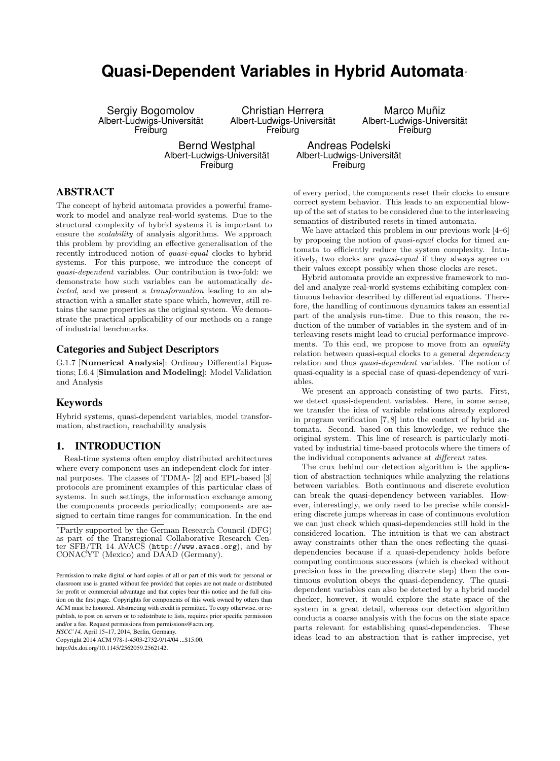# Quasi-Dependent Variables in Hybrid Automata*

Sergiy Bogomolov
Albert-Ludwigs-Universität Freiburg

Christian Herrera
Albert-Ludwigs-Universität Freiburg

Marco Muñiz
Albert-Ludwigs-Universität Freiburg

Bernd Westphal
Albert-Ludwigs-Universität Freiburg

Andreas Podelski
Albert-Ludwigs-Universität Freiburg

## ABSTRACT

The concept of hybrid automata provides a powerful framework to model and analyze real-world systems. Due to the structural complexity of hybrid systems it is important to ensure the *scalability* of analysis algorithms. We approach this problem by providing an effective generalisation of the recently introduced notion of *quasi-equal* clocks to hybrid systems. For this purpose, we introduce the concept of *quasi-dependent* variables. Our contribution is two-fold: we demonstrate how such variables can be automatically *detected*, and we present a *transformation* leading to an abstraction with a smaller state space which, however, still retains the same properties as the original system. We demonstrate the practical applicability of our methods on a range of industrial benchmarks.

## Categories and Subject Descriptors

G.1.7 [**Numerical Analysis**]: Ordinary Differential Equations; I.6.4 [**Simulation and Modeling**]: Model Validation and Analysis

## Keywords

Hybrid systems, quasi-dependent variables, model transformation, abstraction, reachability analysis

## 1. INTRODUCTION

Real-time systems often employ distributed architectures where every component uses an independent clock for internal purposes. The classes of TDMA- [2] and EPL-based [3] protocols are prominent examples of this particular class of systems. In such settings, the information exchange among the components proceeds periodically; components are assigned to certain time ranges for communication. In the end of every period, the components reset their clocks to ensure correct system behavior. This leads to an exponential blowup of the set of states to be considered due to the interleaving semantics of distributed resets in timed automata.

We have attacked this problem in our previous work [4–6] by proposing the notion of *quasi-equal* clocks for timed automata to efficiently reduce the system complexity. Intuitively, two clocks are *quasi-equal* if they always agree on their values except possibly when those clocks are reset.

Hybrid automata provide an expressive framework to model and analyze real-world systems exhibiting complex continuous behavior described by differential equations. Therefore, the handling of continuous dynamics takes an essential part of the analysis run-time. Due to this reason, the reduction of the number of variables in the system and of interleaving resets might lead to crucial performance improvements. To this end, we propose to move from an *equality* relation between quasi-equal clocks to a general *dependency* relation and thus *quasi-dependent* variables. The notion of quasi-equality is a special case of quasi-dependency of variables.

We present an approach consisting of two parts. First, we detect quasi-dependent variables. Here, in some sense, we transfer the idea of variable relations already explored in program verification [7, 8] into the context of hybrid automata. Second, based on this knowledge, we reduce the original system. This line of research is particularly motivated by industrial time-based protocols where the timers of the individual components advance at *different* rates.

The crux behind our detection algorithm is the application of abstraction techniques while analyzing the relations between variables. Both continuous and discrete evolution can break the quasi-dependency between variables. However, interestingly, we only need to be precise while considering discrete jumps whereas in case of continuous evolution we can just check which quasi-dependencies still hold in the considered location. The intuition is that we can abstract away constraints other than the ones reflecting the quasi-dependencies because if a quasi-dependency holds before computing continuous successors (which is checked without precision loss in the preceding discrete step) then the continuous evolution obeys the quasi-dependency. The quasi-dependent variables can also be detected by a hybrid model checker, however, it would explore the state space of the system in a great detail, whereas our detection algorithm conducts a coarse analysis with the focus on the state space parts relevant for establishing quasi-dependencies. These ideas lead to an abstraction that is rather imprecise, yet

---

*Partly supported by the German Research Council (DFG) as part of the Transregional Collaborative Research Center SFB/TR 14 AVACS (http://www.avacs.org), and by CONACYT (Mexico) and DAAD (Germany).

Permission to make digital or hard copies of all or part of this work for personal or classroom use is granted without fee provided that copies are not made or distributed for profit or commercial advantage and that copies bear this notice and the full citation on the first page. Copyrights for components of this work owned by others than ACM must be honored. Abstracting with credit is permitted. To copy otherwise, or republish, to post on servers or to redistribute to lists, requires prior specific permission and/or a fee. Request permissions from permissions@acm.org.
*HSCC'14*, April 15–17, 2014, Berlin, Germany.
Copyright 2014 ACM 978-1-4503-2732-9/14/04 ...$15.00.
http://dx.doi.org/10.1145/2562059.2562142.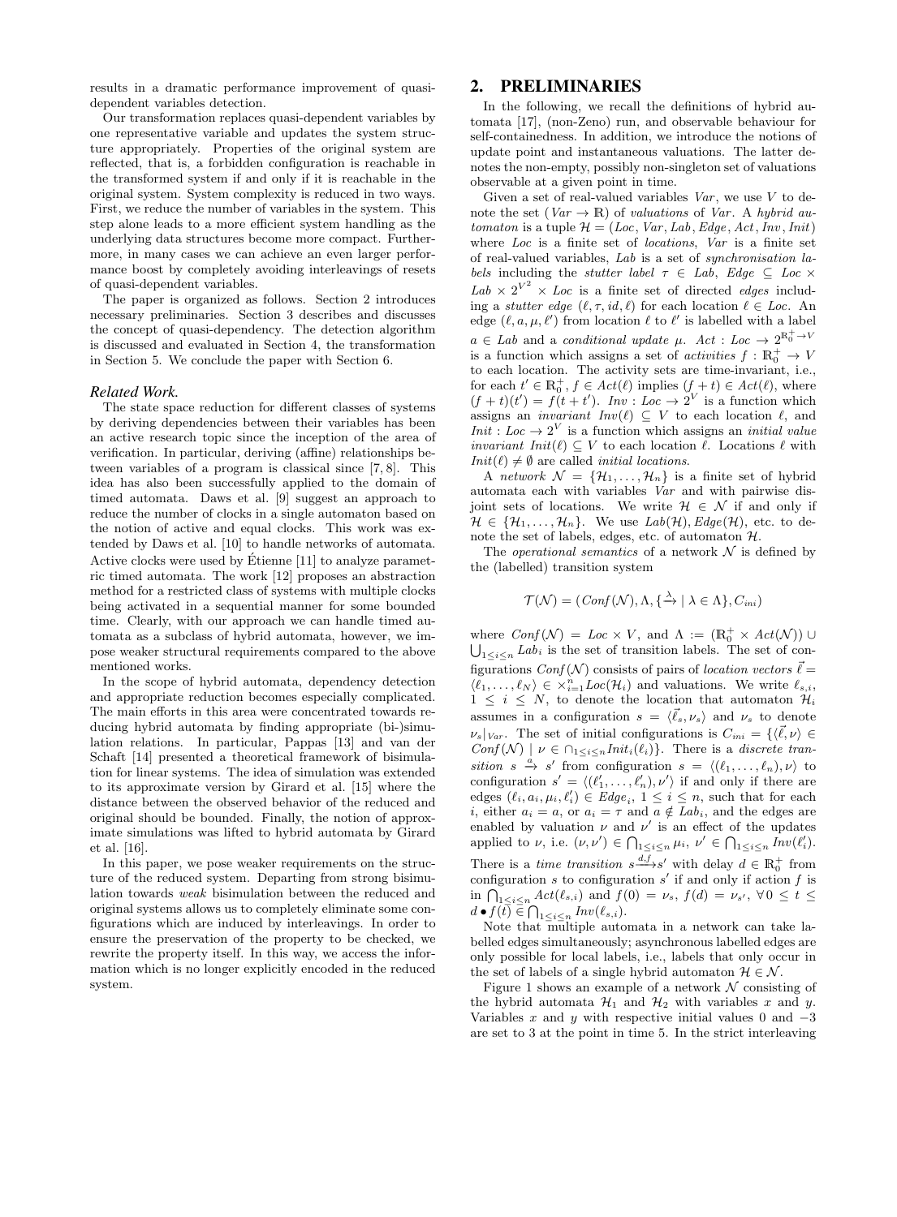results in a dramatic performance improvement of quasi-dependent variables detection.

Our transformation replaces quasi-dependent variables by one representative variable and updates the system structure appropriately. Properties of the original system are reflected, that is, a forbidden configuration is reachable in the transformed system if and only if it is reachable in the original system. System complexity is reduced in two ways. First, we reduce the number of variables in the system. This step alone leads to a more efficient system handling as the underlying data structures become more compact. Furthermore, in many cases we can achieve an even larger performance boost by completely avoiding interleavings of resets of quasi-dependent variables.

The paper is organized as follows. Section 2 introduces necessary preliminaries. Section 3 describes and discusses the concept of quasi-dependency. The detection algorithm is discussed and evaluated in Section 4, the transformation in Section 5. We conclude the paper with Section 6.

### Related Work.

The state space reduction for different classes of systems by deriving dependencies between their variables has been an active research topic since the inception of the area of verification. In particular, deriving (affine) relationships between variables of a program is classical since [7, 8]. This idea has also been successfully applied to the domain of timed automata. Daws et al. [9] suggest an approach to reduce the number of clocks in a single automaton based on the notion of active and equal clocks. This work was extended by Daws et al. [10] to handle networks of automata. Active clocks were used by Étienne [11] to analyze parametric timed automata. The work [12] proposes an abstraction method for a restricted class of systems with multiple clocks being activated in a sequential manner for some bounded time. Clearly, with our approach we can handle timed automata as a subclass of hybrid automata, however, we impose weaker structural requirements compared to the above mentioned works.

In the scope of hybrid automata, dependency detection and appropriate reduction becomes especially complicated. The main efforts in this area were concentrated towards reducing hybrid automata by finding appropriate (bi-)simulation relations. In particular, Pappas [13] and van der Schaft [14] presented a theoretical framework of bisimulation for linear systems. The idea of simulation was extended to its approximate version by Girard et al. [15] where the distance between the observed behavior of the reduced and original should be bounded. Finally, the notion of approximate simulations was lifted to hybrid automata by Girard et al. [16].

In this paper, we pose weaker requirements on the structure of the reduced system. Departing from strong bisimulation towards *weak* bisimulation between the reduced and original systems allows us to completely eliminate some configurations which are induced by interleavings. In order to ensure the preservation of the property to be checked, we rewrite the property itself. In this way, we access the information which is no longer explicitly encoded in the reduced system.

## 2. PRELIMINARIES

In the following, we recall the definitions of hybrid automata [17], (non-Zeno) run, and observable behaviour for self-containedness. In addition, we introduce the notions of update point and instantaneous valuations. The latter denotes the non-empty, possibly non-singleton set of valuations observable at a given point in time.

Given a set of real-valued variables *Var*, we use $V$ to denote the set $(Var \to \mathbb{R})$ of *valuations* of *Var*. A *hybrid automaton* is a tuple $\mathcal{H} = (Loc, Var, Lab, Edge, Act, Inv, Init)$ where *Loc* is a finite set of *locations*, *Var* is a finite set of real-valued variables, *Lab* is a set of *synchronisation labels* including the *stutter label* $\tau \in Lab$, $Edge \subseteq Loc \times Lab \times 2^{V^2} \times Loc$ is a finite set of directed *edges* including a *stutter edge* $(\ell, \tau, id, \ell)$ for each location $\ell \in Loc$. An edge $(\ell, a, \mu, \ell')$ from location $\ell$ to $\ell'$ is labelled with a label $a \in Lab$ and a *conditional update* $\mu$. $Act : Loc \to 2^{\mathbb{R}_0^+ \to V}$ is a function which assigns a set of *activities* $f : \mathbb{R}_0^+ \to V$ to each location. The activity sets are time-invariant, i.e., for each $t' \in \mathbb{R}_0^+$, $f \in Act(\ell)$ implies $(f + t) \in Act(\ell)$, where $(f + t)(t') = f(t + t')$. $Inv : Loc \to 2^V$ is a function which assigns an *invariant* $Inv(\ell) \subseteq V$ to each location $\ell$, and $Init : Loc \to 2^V$ is a function which assigns an *initial value invariant* $Init(\ell) \subseteq V$ to each location $\ell$. Locations $\ell$ with $Init(\ell) \neq \emptyset$ are called *initial locations*.

A *network* $\mathcal{N} = \{\mathcal{H}_1, \ldots, \mathcal{H}_n\}$ is a finite set of hybrid automata each with variables *Var* and with pairwise disjoint sets of locations. We write $\mathcal{H} \in \mathcal{N}$ if and only if $\mathcal{H} \in \{\mathcal{H}_1, \ldots, \mathcal{H}_n\}$. We use $Lab(\mathcal{H})$, $Edge(\mathcal{H})$, etc. to denote the set of labels, edges, etc. of automaton $\mathcal{H}$.

The *operational semantics* of a network $\mathcal{N}$ is defined by the (labelled) transition system

$$\mathcal{T}(\mathcal{N}) = (Conf(\mathcal{N}), \Lambda, \{\xrightarrow{\lambda} \mid \lambda \in \Lambda\}, C_{ini})$$

where $Conf(\mathcal{N}) = Loc \times V$, and $\Lambda := (\mathbb{R}_0^+ \times Act(\mathcal{N})) \cup \bigcup_{1 \leq i \leq n} Lab_i$ is the set of transition labels. The set of configurations $Conf(\mathcal{N})$ consists of pairs of *location vectors* $\vec{\ell} = \langle \ell_1, \ldots, \ell_N \rangle \in \times_{i=1}^{n} Loc(\mathcal{H}_i)$ and valuations. We write $\ell_{s,i}$, $1 \leq i \leq N$, to denote the location that automaton $\mathcal{H}_i$ assumes in a configuration $s = \langle \vec{\ell}_s, \nu_s \rangle$ and $\nu_s$ to denote $\nu_s|_{Var}$. The set of initial configurations is $C_{ini} = \{\langle \vec{\ell}, \nu \rangle \in Conf(\mathcal{N}) \mid \nu \in \cap_{1 \leq i \leq n} Init_i(\ell_i)\}$. There is a *discrete transition* $s \xrightarrow{a} s'$ from configuration $s = \langle (\ell_1, \ldots, \ell_n), \nu \rangle$ to configuration $s' = \langle (\ell'_1, \ldots, \ell'_n), \nu' \rangle$ if and only if there are edges $(\ell_i, a_i, \mu_i, \ell'_i) \in Edge_i$, $1 \leq i \leq n$, such that for each $i$, either $a_i = a$, or $a_i = \tau$ and $a \notin Lab_i$, and the edges are enabled by valuation $\nu$ and $\nu'$ is an effect of the updates applied to $\nu$, i.e. $(\nu, \nu') \in \bigcap_{1 \leq i \leq n} \mu_i$, $\nu' \in \bigcap_{1 \leq i \leq n} Inv(\ell'_i)$. There is a *time transition* $s \xrightarrow{d,f} s'$ with delay $d \in \mathbb{R}_0^+$ from configuration $s$ to configuration $s'$ if and only if action $f$ is in $\bigcap_{1 \leq i \leq n} Act(\ell_{s,i})$ and $f(0) = \nu_s$, $f(d) = \nu_{s'}$, $\forall\, 0 \leq t \leq d \bullet f(t) \in \bigcap_{1 \leq i \leq n} Inv(\ell_{s,i})$.

Note that multiple automata in a network can take labelled edges simultaneously; asynchronous labelled edges are only possible for local labels, i.e., labels that only occur in the set of labels of a single hybrid automaton $\mathcal{H} \in \mathcal{N}$.

Figure 1 shows an example of a network $\mathcal{N}$ consisting of the hybrid automata $\mathcal{H}_1$ and $\mathcal{H}_2$ with variables $x$ and $y$. Variables $x$ and $y$ with respective initial values 0 and $-3$ are set to 3 at the point in time 5. In the strict interleaving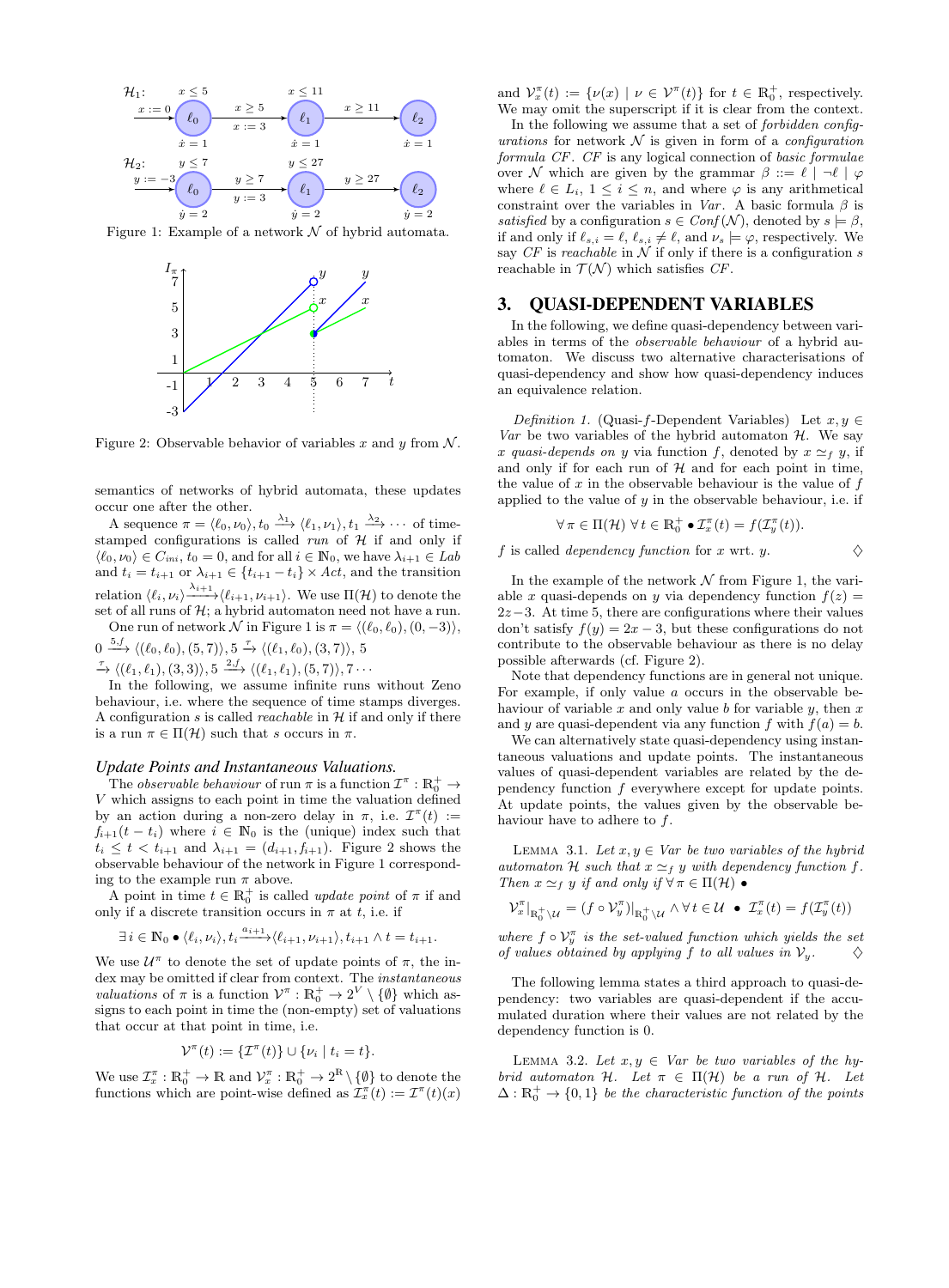Figure 1: Example of a network $\mathcal{N}$ of hybrid automata.

Figure 2: Observable behavior of variables $x$ and $y$ from $\mathcal{N}$.

semantics of networks of hybrid automata, these updates occur one after the other.

A sequence $\pi = \langle \ell_0, \nu_0 \rangle, t_0 \xrightarrow{\lambda_1} \langle \ell_1, \nu_1 \rangle, t_1 \xrightarrow{\lambda_2} \cdots$ of time-stamped configurations is called *run* of $\mathcal{H}$ if and only if $\langle \ell_0, \nu_0 \rangle \in C_{ini}$, $t_0 = 0$, and for all $i \in \mathbb{N}_0$, we have $\lambda_{i+1} \in Lab$ and $t_i = t_{i+1}$ or $\lambda_{i+1} \in \{t_{i+1} - t_i\} \times Act$, and the transition relation $\langle \ell_i, \nu_i \rangle \xrightarrow{\lambda_{i+1}} \langle \ell_{i+1}, \nu_{i+1} \rangle$. We use $\Pi(\mathcal{H})$ to denote the set of all runs of $\mathcal{H}$; a hybrid automaton need not have a run.

One run of network $\mathcal{N}$ in Figure 1 is $\pi = \langle (\ell_0, \ell_0), (0, -3) \rangle$, $0 \xrightarrow{5, f} \langle (\ell_0, \ell_0), (5, 7) \rangle, 5 \xrightarrow{\tau} \langle (\ell_1, \ell_0), (3, 7) \rangle, 5$ $\xrightarrow{\tau} \langle (\ell_1, \ell_1), (3, 3) \rangle, 5 \xrightarrow{2, f} \langle (\ell_1, \ell_1), (5, 7) \rangle, 7 \cdots$

In the following, we assume infinite runs without Zeno behaviour, i.e. where the sequence of time stamps diverges. A configuration $s$ is called *reachable* in $\mathcal{H}$ if and only if there is a run $\pi \in \Pi(\mathcal{H})$ such that $s$ occurs in $\pi$.

### Update Points and Instantaneous Valuations.

The *observable behaviour* of run $\pi$ is a function $\mathcal{I}^\pi : \mathbb{R}_0^+ \to V$ which assigns to each point in time the valuation defined by an action during a non-zero delay in $\pi$, i.e. $\mathcal{I}^\pi(t) := f_{i+1}(t - t_i)$ where $i \in \mathbb{N}_0$ is the (unique) index such that $t_i \le t < t_{i+1}$ and $\lambda_{i+1} = (d_{i+1}, f_{i+1})$. Figure 2 shows the observable behaviour of the network in Figure 1 corresponding to the example run $\pi$ above.

A point in time $t \in \mathbb{R}_0^+$ is called *update point* of $\pi$ if and only if a discrete transition occurs in $\pi$ at $t$, i.e. if

$$\exists\, i \in \mathbb{N}_0 \bullet \langle \ell_i, \nu_i \rangle, t_i \xrightarrow{a_{i+1}} \langle \ell_{i+1}, \nu_{i+1} \rangle, t_{i+1} \wedge t = t_{i+1}.$$

We use $\mathcal{U}^\pi$ to denote the set of update points of $\pi$, the index may be omitted if clear from context. The *instantaneous valuations* of $\pi$ is a function $\mathcal{V}^\pi : \mathbb{R}_0^+ \to 2^V \setminus \{\emptyset\}$ which assigns to each point in time the (non-empty) set of valuations that occur at that point in time, i.e.

$$\mathcal{V}^\pi(t) := \{\mathcal{I}^\pi(t)\} \cup \{\nu_i \mid t_i = t\}.$$

We use $\mathcal{I}_x^\pi : \mathbb{R}_0^+ \to \mathbb{R}$ and $\mathcal{V}_x^\pi : \mathbb{R}_0^+ \to 2^\mathbb{R} \setminus \{\emptyset\}$ to denote the functions which are point-wise defined as $\mathcal{I}_x^\pi(t) := \mathcal{I}^\pi(t)(x)$ and $\mathcal{V}_x^\pi(t) := \{\nu(x) \mid \nu \in \mathcal{V}^\pi(t)\}$ for $t \in \mathbb{R}_0^+$, respectively. We may omit the superscript if it is clear from the context.

In the following we assume that a set of *forbidden configurations* for network $\mathcal{N}$ is given in form of a *configuration formula* $CF$. $CF$ is any logical connection of *basic formulae* over $\mathcal{N}$ which are given by the grammar $\beta ::= \ell \mid \neg \ell \mid \varphi$ where $\ell \in L_i$, $1 \le i \le n$, and where $\varphi$ is any arithmetical constraint over the variables in $Var$. A basic formula $\beta$ is *satisfied* by a configuration $s \in Conf(\mathcal{N})$, denoted by $s \models \beta$, if and only if $\ell_{s,i} = \ell$, $\ell_{s,i} \ne \ell$, and $\nu_s \models \varphi$, respectively. We say $CF$ is *reachable* in $\mathcal{N}$ if only if there is a configuration $s$ reachable in $\mathcal{T}(\mathcal{N})$ which satisfies $CF$.

## 3. QUASI-DEPENDENT VARIABLES

In the following, we define quasi-dependency between variables in terms of the *observable behaviour* of a hybrid automaton. We discuss two alternative characterisations of quasi-dependency and show how quasi-dependency induces an equivalence relation.

*Definition 1.* (Quasi-$f$-Dependent Variables) Let $x, y \in Var$ be two variables of the hybrid automaton $\mathcal{H}$. We say $x$ *quasi-depends on* $y$ via function $f$, denoted by $x \simeq_f y$, if and only if for each run of $\mathcal{H}$ and for each point in time, the value of $x$ in the observable behaviour is the value of $f$ applied to the value of $y$ in the observable behaviour, i.e. if

$$\forall\, \pi \in \Pi(\mathcal{H})\ \forall\, t \in \mathbb{R}_0^+ \bullet \mathcal{I}_x^\pi(t) = f(\mathcal{I}_y^\pi(t)).$$

$f$ is called *dependency function* for $x$ wrt. $y$. $\diamond$

In the example of the network $\mathcal{N}$ from Figure 1, the variable $x$ quasi-depends on $y$ via dependency function $f(z) = 2z-3$. At time 5, there are configurations where their values don't satisfy $f(y) = 2x - 3$, but these configurations do not contribute to the observable behaviour as there is no delay possible afterwards (cf. Figure 2).

Note that dependency functions are in general not unique. For example, if only value $a$ occurs in the observable behaviour of variable $x$ and only value $b$ for variable $y$, then $x$ and $y$ are quasi-dependent via any function $f$ with $f(a) = b$.

We can alternatively state quasi-dependency using instantaneous valuations and update points. The instantaneous values of quasi-dependent variables are related by the dependency function $f$ everywhere except for update points. At update points, the values given by the observable behaviour have to adhere to $f$.

Lemma 3.1. *Let $x, y \in Var$ be two variables of the hybrid automaton $\mathcal{H}$ such that $x \simeq_f y$ with dependency function $f$. Then $x \simeq_f y$ if and only if $\forall\, \pi \in \Pi(\mathcal{H}) \bullet$*

$$\mathcal{V}_x^\pi|_{\mathbb{R}_0^+ \setminus \mathcal{U}} = (f \circ \mathcal{V}_y^\pi)|_{\mathbb{R}_0^+ \setminus \mathcal{U}} \wedge \forall\, t \in \mathcal{U} \bullet \mathcal{I}_x^\pi(t) = f(\mathcal{I}_y^\pi(t))$$

*where $f \circ \mathcal{V}_y^\pi$ is the set-valued function which yields the set of values obtained by applying $f$ to all values in $\mathcal{V}_y$.* $\diamond$

The following lemma states a third approach to quasi-dependency: two variables are quasi-dependent if the accumulated duration where their values are not related by the dependency function is 0.

Lemma 3.2. *Let $x, y \in Var$ be two variables of the hybrid automaton $\mathcal{H}$. Let $\pi \in \Pi(\mathcal{H})$ be a run of $\mathcal{H}$. Let $\Delta : \mathbb{R}_0^+ \to \{0, 1\}$ be the characteristic function of the points*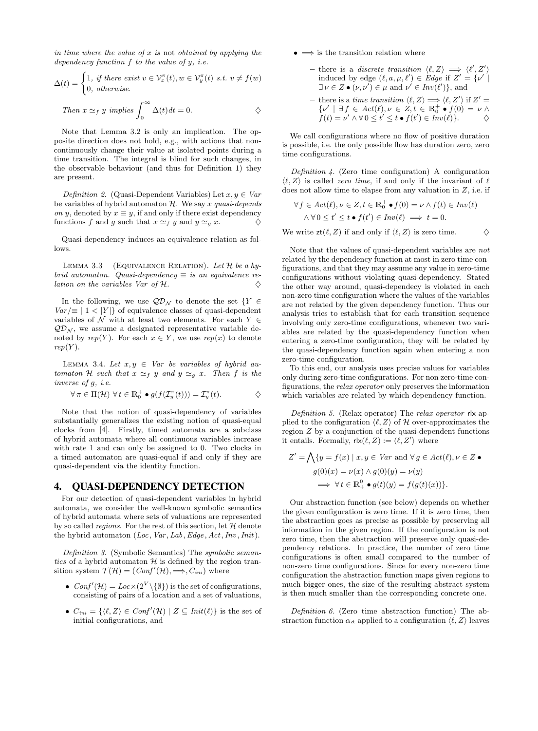*in time where the value of $x$ is* not *obtained by applying the dependency function $f$ to the value of $y$, i.e.*

$$\Delta(t) = \begin{cases} 1, & \text{if there exist } v \in \mathcal{V}_x^\pi(t), w \in \mathcal{V}_y^\pi(t) \text{ s.t. } v \neq f(w) \\ 0, & \text{otherwise.} \end{cases}$$

*Then $x \simeq_f y$ implies* $\displaystyle\int_0^\infty \Delta(t)dt = 0.$ ♢

Note that Lemma 3.2 is only an implication. The opposite direction does not hold, e.g., with actions that non-continuously change their value at isolated points during a time transition. The integral is blind for such changes, in the observable behaviour (and thus for Definition 1) they are present.

*Definition 2.* (Quasi-Dependent Variables) Let $x, y \in Var$ be variables of hybrid automaton $\mathcal{H}$. We say $x$ *quasi-depends on* $y$, denoted by $x \equiv y$, if and only if there exist dependency functions $f$ and $g$ such that $x \simeq_f y$ and $y \simeq_g x$. ♢

Quasi-dependency induces an equivalence relation as follows.

LEMMA 3.3 (EQUIVALENCE RELATION). *Let $\mathcal{H}$ be a hybrid automaton. Quasi-dependency $\equiv$ is an equivalence relation on the variables $Var$ of $\mathcal{H}$.* ♢

In the following, we use $\mathcal{QD}_\mathcal{N}$ to denote the set $\{Y \in Var/\equiv \mid 1 < |Y|\}$ of equivalence classes of quasi-dependent variables of $\mathcal{N}$ with at least two elements. For each $Y \in \mathcal{QD}_\mathcal{N}$, we assume a designated representative variable denoted by $rep(Y)$. For each $x \in Y$, we use $rep(x)$ to denote $rep(Y)$.

LEMMA 3.4. *Let $x, y \in Var$ be variables of hybrid automaton $\mathcal{H}$ such that $x \simeq_f y$ and $y \simeq_g x$. Then $f$ is the inverse of $g$, i.e.*

$$\forall \pi \in \Pi(\mathcal{H}) \; \forall t \in \mathbb{R}_0^+ \bullet g(f(\mathcal{I}_y^\pi(t))) = \mathcal{I}_y^\pi(t).$$ ♢

Note that the notion of quasi-dependency of variables substantially generalizes the existing notion of quasi-equal clocks from [4]. Firstly, timed automata are a subclass of hybrid automata where all continuous variables increase with rate 1 and can only be assigned to 0. Two clocks in a timed automaton are quasi-equal if and only if they are quasi-dependent via the identity function.

# 4. QUASI-DEPENDENCY DETECTION

For our detection of quasi-dependent variables in hybrid automata, we consider the well-known symbolic semantics of hybrid automata where sets of valuations are represented by so called *regions*. For the rest of this section, let $\mathcal{H}$ denote the hybrid automaton $(Loc, Var, Lab, Edge, Act, Inv, Init)$.

*Definition 3.* (Symbolic Semantics) The *symbolic semantics* of a hybrid automaton $\mathcal{H}$ is defined by the region transition system $\mathcal{T}(\mathcal{H}) = (Conf'(\mathcal{H}), \Longrightarrow, C_{ini})$ where

- $Conf'(\mathcal{H}) = Loc \times (2^V \setminus \{\emptyset\})$ is the set of configurations, consisting of pairs of a location and a set of valuations,
- $C_{ini} = \{\langle \ell, Z \rangle \in Conf'(\mathcal{H}) \mid Z \subseteq Init(\ell)\}$ is the set of initial configurations, and
- $\Longrightarrow$ is the transition relation where
  - there is a *discrete transition* $\langle \ell, Z \rangle \Longrightarrow \langle \ell', Z' \rangle$ induced by edge $(\ell, a, \mu, \ell') \in Edge$ if $Z' = \{\nu' \mid \exists \nu \in Z \bullet (\nu, \nu') \in \mu \text{ and } \nu' \in Inv(\ell')\}$, and
  - there is a *time transition* $\langle \ell, Z \rangle \Longrightarrow \langle \ell, Z' \rangle$ if $Z' = \{\nu' \mid \exists f \in Act(\ell), \nu \in Z, t \in \mathbb{R}_0^+ \bullet f(0) = \nu \wedge f(t) = \nu' \wedge \forall 0 \le t' \le t \bullet f(t') \in Inv(\ell)\}$. ♢

We call configurations where no flow of positive duration is possible, i.e. the only possible flow has duration zero, zero time configurations.

*Definition 4.* (Zero time configuration) A configuration $\langle \ell, Z \rangle$ is called *zero time*, if and only if the invariant of $\ell$ does not allow time to elapse from any valuation in $Z$, i.e. if

$$\forall f \in Act(\ell), \nu \in Z, t \in \mathbb{R}_0^+ \bullet f(0) = \nu \wedge f(t) \in Inv(\ell)$$
$$\wedge \forall 0 \le t' \le t \bullet f(t') \in Inv(\ell) \implies t = 0.$$

We write $\mathsf{zt}(\ell, Z)$ if and only if $\langle \ell, Z \rangle$ is zero time. ♢

Note that the values of quasi-dependent variables are *not* related by the dependency function at most in zero time configurations, and that they may assume any value in zero-time configurations without violating quasi-dependency. Stated the other way around, quasi-dependecy is violated in each non-zero time configuration where the values of the variables are not related by the given dependency function. Thus our analysis tries to establish that for each transition sequence involving only zero-time configurations, whenever two variables are related by the quasi-dependency function when entering a zero-time configuration, they will be related by the quasi-dependency function again when entering a non zero-time configuration.

To this end, our analysis uses precise values for variables only during zero-time configurations. For non zero-time configurations, the *relax operator* only preserves the information which variables are related by which dependency function.

*Definition 5.* (Relax operator) The *relax operator* $\mathsf{rlx}$ applied to the configuration $\langle \ell, Z \rangle$ of $\mathcal{H}$ over-approximates the region $Z$ by a conjunction of the quasi-dependent functions it entails. Formally, $\mathsf{rlx}(\ell, Z) := \langle \ell, Z' \rangle$ where

$$Z' = \bigwedge \{y = f(x) \mid x, y \in Var \text{ and } \forall g \in Act(\ell), \nu \in Z \bullet$$
$$g(0)(x) = \nu(x) \wedge g(0)(y) = \nu(y)$$
$$\implies \forall t \in \mathbb{R}_+^0 \bullet g(t)(y) = f(g(t)(x))\}.$$

Our abstraction function (see below) depends on whether the given configuration is zero time. If it is zero time, then the abstraction goes as precise as possible by preserving all information in the given region. If the configuration is not zero time, then the abstraction will preserve only quasi-dependency relations. In practice, the number of zero time configurations is often small compared to the number of non-zero time configurations. Since for every non-zero time configuration the abstraction function maps given regions to much bigger ones, the size of the resulting abstract system is then much smaller than the corresponding concrete one.

*Definition 6.* (Zero time abstraction function) The abstraction function $\alpha_{\mathsf{zt}}$ applied to a configuration $\langle \ell, Z \rangle$ leaves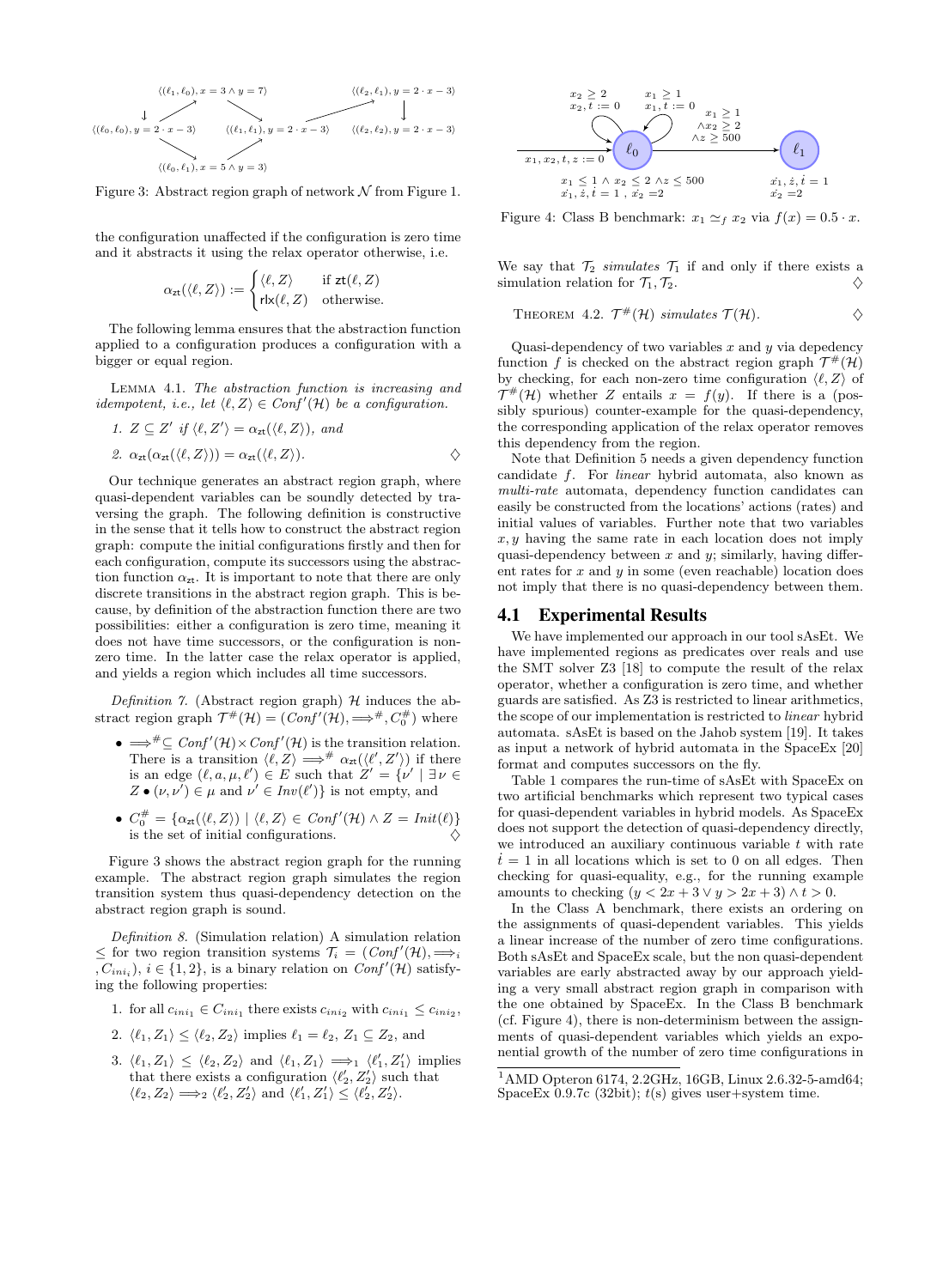Figure 3: Abstract region graph of network $\mathcal{N}$ from Figure 1.

the configuration unaffected if the configuration is zero time and it abstracts it using the relax operator otherwise, i.e.

$$\alpha_{\mathsf{zt}}(\langle \ell, Z\rangle) := \begin{cases} \langle \ell, Z\rangle & \text{if } \mathsf{zt}(\ell, Z) \\ \mathsf{rlx}(\ell, Z) & \text{otherwise.} \end{cases}$$

The following lemma ensures that the abstraction function applied to a configuration produces a configuration with a bigger or equal region.

Lemma 4.1. *The abstraction function is increasing and idempotent, i.e., let $\langle \ell, Z\rangle \in Conf'(\mathcal{H})$ be a configuration.*

1. *$Z \subseteq Z'$ if $\langle \ell, Z'\rangle = \alpha_{\mathsf{zt}}(\langle \ell, Z\rangle)$, and*
2. *$\alpha_{\mathsf{zt}}(\alpha_{\mathsf{zt}}(\langle \ell, Z\rangle)) = \alpha_{\mathsf{zt}}(\langle \ell, Z\rangle)$.* ♢

Our technique generates an abstract region graph, where quasi-dependent variables can be soundly detected by traversing the graph. The following definition is constructive in the sense that it tells how to construct the abstract region graph: compute the initial configurations firstly and then for each configuration, compute its successors using the abstraction function $\alpha_{\mathsf{zt}}$. It is important to note that there are only discrete transitions in the abstract region graph. This is because, by definition of the abstraction function there are two possibilities: either a configuration is zero time, meaning it does not have time successors, or the configuration is non-zero time. In the latter case the relax operator is applied, and yields a region which includes all time successors.

*Definition 7.* (Abstract region graph) $\mathcal{H}$ induces the abstract region graph $\mathcal{T}^{\#}(\mathcal{H}) = (Conf'(\mathcal{H}), \Longrightarrow^{\#}, C_0^{\#})$ where

- $\Longrightarrow^{\#} \subseteq Conf'(\mathcal{H}) \times Conf'(\mathcal{H})$ is the transition relation. There is a transition $\langle \ell, Z\rangle \Longrightarrow^{\#} \alpha_{\mathsf{zt}}(\langle \ell', Z'\rangle)$ if there is an edge $(\ell, a, \mu, \ell') \in E$ such that $Z' = \{\nu' \mid \exists \nu \in Z \bullet (\nu, \nu') \in \mu \text{ and } \nu' \in Inv(\ell')\}$ is not empty, and
- $C_0^{\#} = \{\alpha_{\mathsf{zt}}(\langle \ell, Z\rangle) \mid \langle \ell, Z\rangle \in Conf'(\mathcal{H}) \wedge Z = Init(\ell)\}$ is the set of initial configurations. ♢

Figure 3 shows the abstract region graph for the running example. The abstract region graph simulates the region transition system thus quasi-dependency detection on the abstract region graph is sound.

*Definition 8.* (Simulation relation) A simulation relation $\leq$ for two region transition systems $\mathcal{T}_i = (Conf'(\mathcal{H}), \Longrightarrow_i, C_{ini_i})$, $i \in \{1, 2\}$, is a binary relation on $Conf'(\mathcal{H})$ satisfying the following properties:

1. for all $c_{ini_1} \in C_{ini_1}$ there exists $c_{ini_2}$ with $c_{ini_1} \leq c_{ini_2}$,
2. $\langle \ell_1, Z_1\rangle \leq \langle \ell_2, Z_2\rangle$ implies $\ell_1 = \ell_2$, $Z_1 \subseteq Z_2$, and
3. $\langle \ell_1, Z_1\rangle \leq \langle \ell_2, Z_2\rangle$ and $\langle \ell_1, Z_1\rangle \Longrightarrow_1 \langle \ell_1', Z_1'\rangle$ implies that there exists a configuration $\langle \ell_2', Z_2'\rangle$ such that $\langle \ell_2, Z_2\rangle \Longrightarrow_2 \langle \ell_2', Z_2'\rangle$ and $\langle \ell_1', Z_1'\rangle \leq \langle \ell_2', Z_2'\rangle$.

Figure 4: Class B benchmark: $x_1 \simeq_f x_2$ via $f(x) = 0.5 \cdot x$.

We say that $\mathcal{T}_2$ *simulates* $\mathcal{T}_1$ if and only if there exists a simulation relation for $\mathcal{T}_1, \mathcal{T}_2$. ♢

Theorem 4.2. *$\mathcal{T}^{\#}(\mathcal{H})$ simulates $\mathcal{T}(\mathcal{H})$.* ♢

Quasi-dependency of two variables $x$ and $y$ via depedency function $f$ is checked on the abstract region graph $\mathcal{T}^{\#}(\mathcal{H})$ by checking, for each non-zero time configuration $\langle \ell, Z\rangle$ of $\mathcal{T}^{\#}(\mathcal{H})$ whether $Z$ entails $x = f(y)$. If there is a (possibly spurious) counter-example for the quasi-dependency, the corresponding application of the relax operator removes this dependency from the region.

Note that Definition 5 needs a given dependency function candidate $f$. For *linear* hybrid automata, also known as *multi-rate* automata, dependency function candidates can easily be constructed from the locations' actions (rates) and initial values of variables. Further note that two variables $x, y$ having the same rate in each location does not imply quasi-dependency between $x$ and $y$; similarly, having different rates for $x$ and $y$ in some (even reachable) location does not imply that there is no quasi-dependency between them.

## 4.1 Experimental Results

We have implemented our approach in our tool sAsEt. We have implemented regions as predicates over reals and use the SMT solver Z3 [18] to compute the result of the relax operator, whether a configuration is zero time, and whether guards are satisfied. As Z3 is restricted to linear arithmetics, the scope of our implementation is restricted to *linear* hybrid automata. sAsEt is based on the Jahob system [19]. It takes as input a network of hybrid automata in the SpaceEx [20] format and computes successors on the fly.

Table 1 compares the run-time of sAsEt with SpaceEx on two artificial benchmarks which represent two typical cases for quasi-dependent variables in hybrid models. As SpaceEx does not support the detection of quasi-dependency directly, we introduced an auxiliary continuous variable $t$ with rate $\dot{t} = 1$ in all locations which is set to 0 on all edges. Then checking for quasi-equality, e.g., for the running example amounts to checking $(y < 2x + 3 \vee y > 2x + 3) \wedge t > 0$.

In the Class A benchmark, there exists an ordering on the assignments of quasi-dependent variables. This yields a linear increase of the number of zero time configurations. Both sAsEt and SpaceEx scale, but the non quasi-dependent variables are early abstracted away by our approach yielding a very small abstract region graph in comparison with the one obtained by SpaceEx. In the Class B benchmark (cf. Figure 4), there is non-determinism between the assignments of quasi-dependent variables which yields an exponential growth of the number of zero time configurations in

[1] AMD Opteron 6174, 2.2GHz, 16GB, Linux 2.6.32-5-amd64; SpaceEx 0.9.7c (32bit); $t$(s) gives user+system time.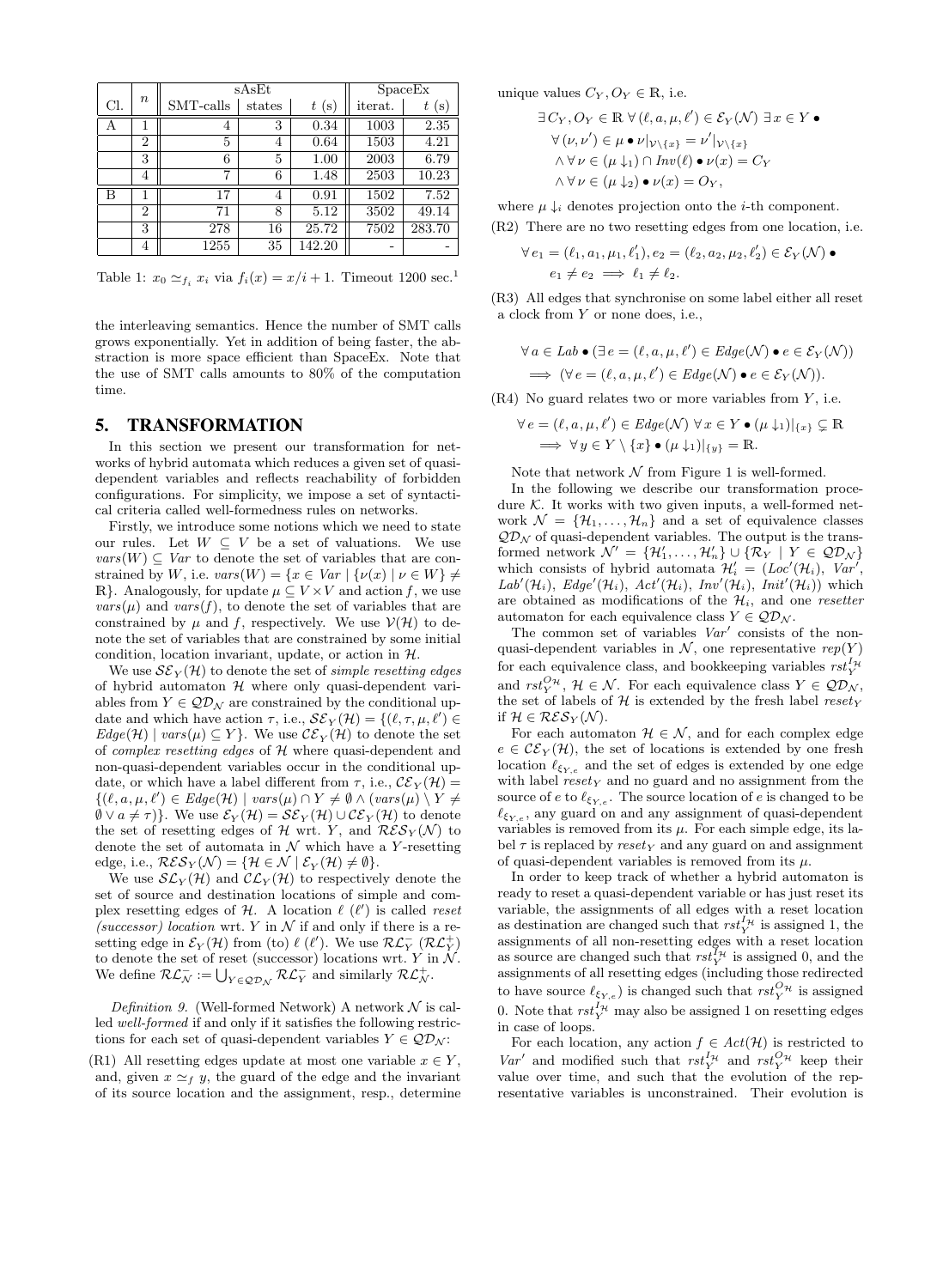| Cl. | $n$ | sAsEt | | | SpaceEx | |
|---|---|---|---|---|---|---|
| | | SMT-calls | states | $t$ (s) | iterat. | $t$ (s) |
| A | 1 | 4 | 3 | 0.34 | 1003 | 2.35 |
| | 2 | 5 | 4 | 0.64 | 1503 | 4.21 |
| | 3 | 6 | 5 | 1.00 | 2003 | 6.79 |
| | 4 | 7 | 6 | 1.48 | 2503 | 10.23 |
| B | 1 | 17 | 4 | 0.91 | 1502 | 7.52 |
| | 2 | 71 | 8 | 5.12 | 3502 | 49.14 |
| | 3 | 278 | 16 | 25.72 | 7502 | 283.70 |
| | 4 | 1255 | 35 | 142.20 | - | - |

Table 1: $x_0 \simeq_{f_i} x_i$ via $f_i(x) = x/i + 1$. Timeout 1200 sec.[1]

the interleaving semantics. Hence the number of SMT calls grows exponentially. Yet in addition of being faster, the abstraction is more space efficient than SpaceEx. Note that the use of SMT calls amounts to 80% of the computation time.

## 5. TRANSFORMATION

In this section we present our transformation for networks of hybrid automata which reduces a given set of quasi-dependent variables and reflects reachability of forbidden configurations. For simplicity, we impose a set of syntactical criteria called well-formedness rules on networks.

Firstly, we introduce some notions which we need to state our rules. Let $W \subseteq V$ be a set of valuations. We use $vars(W) \subseteq Var$ to denote the set of variables that are constrained by $W$, i.e. $vars(W) = \{x \in Var \mid \{\nu(x) \mid \nu \in W\} \neq \mathbb{R}\}$. Analogously, for update $\mu \subseteq V \times V$ and action $f$, we use $vars(\mu)$ and $vars(f)$, to denote the set of variables that are constrained by $\mu$ and $f$, respectively. We use $\mathcal{V}(\mathcal{H})$ to denote the set of variables that are constrained by some initial condition, location invariant, update, or action in $\mathcal{H}$.

We use $\mathcal{SE}_Y(\mathcal{H})$ to denote the set of *simple resetting edges* of hybrid automaton $\mathcal{H}$ where only quasi-dependent variables from $Y \in \mathcal{QD}_\mathcal{N}$ are constrained by the conditional update and which have action $\tau$, i.e., $\mathcal{SE}_Y(\mathcal{H}) = \{(\ell, \tau, \mu, \ell') \in Edge(\mathcal{H}) \mid vars(\mu) \subseteq Y\}$. We use $\mathcal{CE}_Y(\mathcal{H})$ to denote the set of *complex resetting edges* of $\mathcal{H}$ where quasi-dependent and non-quasi-dependent variables occur in the conditional update, or which have a label different from $\tau$, i.e., $\mathcal{CE}_Y(\mathcal{H}) = \{(\ell, a, \mu, \ell') \in Edge(\mathcal{H}) \mid vars(\mu) \cap Y \neq \emptyset \wedge (vars(\mu) \setminus Y \neq \emptyset \vee a \neq \tau)\}$. We use $\mathcal{E}_Y(\mathcal{H}) = \mathcal{SE}_Y(\mathcal{H}) \cup \mathcal{CE}_Y(\mathcal{H})$ to denote the set of resetting edges of $\mathcal{H}$ wrt. $Y$, and $\mathcal{RES}_Y(\mathcal{N})$ to denote the set of automata in $\mathcal{N}$ which have a $Y$-resetting edge, i.e., $\mathcal{RES}_Y(\mathcal{N}) = \{\mathcal{H} \in \mathcal{N} \mid \mathcal{E}_Y(\mathcal{H}) \neq \emptyset\}$.

We use $\mathcal{SL}_Y(\mathcal{H})$ and $\mathcal{CL}_Y(\mathcal{H})$ to respectively denote the set of source and destination locations of simple and complex resetting edges of $\mathcal{H}$. A location $\ell$ ($\ell'$) is called *reset (successor) location* wrt. $Y$ in $\mathcal{N}$ if and only if there is a resetting edge in $\mathcal{E}_Y(\mathcal{H})$ from (to) $\ell$ ($\ell'$). We use $\mathcal{RL}_Y^-$ ($\mathcal{RL}_Y^+$) to denote the set of reset (successor) locations wrt. $Y$ in $\mathcal{N}$. We define $\mathcal{RL}_\mathcal{N}^- := \bigcup_{Y \in \mathcal{QD}_\mathcal{N}} \mathcal{RL}_Y^-$ and similarly $\mathcal{RL}_\mathcal{N}^+$.

*Definition 9.* (Well-formed Network) A network $\mathcal{N}$ is called *well-formed* if and only if it satisfies the following restrictions for each set of quasi-dependent variables $Y \in \mathcal{QD}_\mathcal{N}$:

(R1) All resetting edges update at most one variable $x \in Y$, and, given $x \simeq_f y$, the guard of the edge and the invariant of its source location and the assignment, resp., determine unique values $C_Y, O_Y \in \mathbb{R}$, i.e.

$$\begin{aligned}
&\exists C_Y, O_Y \in \mathbb{R}\ \forall (\ell, a, \mu, \ell') \in \mathcal{E}_Y(\mathcal{N})\ \exists x \in Y \bullet \\
&\quad \forall (\nu, \nu') \in \mu \bullet \nu|_{\mathcal{V} \setminus \{x\}} = \nu'|_{\mathcal{V} \setminus \{x\}} \\
&\quad \wedge \forall \nu \in (\mu \downarrow_1) \cap Inv(\ell) \bullet \nu(x) = C_Y \\
&\quad \wedge \forall \nu \in (\mu \downarrow_2) \bullet \nu(x) = O_Y,
\end{aligned}$$

where $\mu \downarrow_i$ denotes projection onto the $i$-th component.

(R2) There are no two resetting edges from one location, i.e.

$$\begin{aligned}
&\forall e_1 = (\ell_1, a_1, \mu_1, \ell_1'), e_2 = (\ell_2, a_2, \mu_2, \ell_2') \in \mathcal{E}_Y(\mathcal{N}) \bullet \\
&\quad e_1 \neq e_2 \implies \ell_1 \neq \ell_2.
\end{aligned}$$

(R3) All edges that synchronise on some label either all reset a clock from $Y$ or none does, i.e.,

$$\begin{aligned}
&\forall a \in Lab \bullet (\exists e = (\ell, a, \mu, \ell') \in Edge(\mathcal{N}) \bullet e \in \mathcal{E}_Y(\mathcal{N})) \\
&\quad \implies (\forall e = (\ell, a, \mu, \ell') \in Edge(\mathcal{N}) \bullet e \in \mathcal{E}_Y(\mathcal{N})).
\end{aligned}$$

(R4) No guard relates two or more variables from $Y$, i.e.

$$\begin{aligned}
&\forall e = (\ell, a, \mu, \ell') \in Edge(\mathcal{N})\ \forall x \in Y \bullet (\mu \downarrow_1)|_{\{x\}} \subsetneq \mathbb{R} \\
&\quad \implies \forall y \in Y \setminus \{x\} \bullet (\mu \downarrow_1)|_{\{y\}} = \mathbb{R}.
\end{aligned}$$

Note that network $\mathcal{N}$ from Figure 1 is well-formed.

In the following we describe our transformation procedure $\mathcal{K}$. It works with two given inputs, a well-formed network $\mathcal{N} = \{\mathcal{H}_1, \ldots, \mathcal{H}_n\}$ and a set of equivalence classes $\mathcal{QD}_\mathcal{N}$ of quasi-dependent variables. The output is the transformed network $\mathcal{N}' = \{\mathcal{H}_1', \ldots, \mathcal{H}_n'\} \cup \{\mathcal{R}_Y \mid Y \in \mathcal{QD}_\mathcal{N}\}$ which consists of hybrid automata $\mathcal{H}_i' = (Loc'(\mathcal{H}_i),\ Var',\ Lab'(\mathcal{H}_i),\ Edge'(\mathcal{H}_i),\ Act'(\mathcal{H}_i),\ Inv'(\mathcal{H}_i),\ Init'(\mathcal{H}_i))$ which are obtained as modifications of the $\mathcal{H}_i$, and one *resetter* automaton for each equivalence class $Y \in \mathcal{QD}_\mathcal{N}$.

The common set of variables $Var'$ consists of the non-quasi-dependent variables in $\mathcal{N}$, one representative $rep(Y)$ for each equivalence class, and bookkeeping variables $rst_Y^{I_\mathcal{H}}$ and $rst_Y^{O_\mathcal{H}}$, $\mathcal{H} \in \mathcal{N}$. For each equivalence class $Y \in \mathcal{QD}_\mathcal{N}$, the set of labels of $\mathcal{H}$ is extended by the fresh label $reset_Y$ if $\mathcal{H} \in \mathcal{RES}_Y(\mathcal{N})$.

For each automaton $\mathcal{H} \in \mathcal{N}$, and for each complex edge $e \in \mathcal{CE}_Y(\mathcal{H})$, the set of locations is extended by one fresh location $\ell_{\xi_{Y,e}}$ and the set of edges is extended by one edge with label $reset_Y$ and no guard and no assignment from the source of $e$ to $\ell_{\xi_{Y,e}}$. The source location of $e$ is changed to be $\ell_{\xi_{Y,e}}$, any guard on and any assignment of quasi-dependent variables is removed from its $\mu$. For each simple edge, its label $\tau$ is replaced by $reset_Y$ and any guard on and assignment of quasi-dependent variables is removed from its $\mu$.

In order to keep track of whether a hybrid automaton is ready to reset a quasi-dependent variable or has just reset its variable, the assignments of all edges with a reset location as destination are changed such that $rst_Y^{I_\mathcal{H}}$ is assigned 1, the assignments of all non-resetting edges with a reset location as source are changed such that $rst_Y^{I_\mathcal{H}}$ is assigned 0, and the assignments of all resetting edges (including those redirected to have source $\ell_{\xi_{Y,e}}$) is changed such that $rst_Y^{O_\mathcal{H}}$ is assigned 0. Note that $rst_Y^{I_\mathcal{H}}$ may also be assigned 1 on resetting edges in case of loops.

For each location, any action $f \in Act(\mathcal{H})$ is restricted to $Var'$ and modified such that $rst_Y^{I_\mathcal{H}}$ and $rst_Y^{O_\mathcal{H}}$ keep their value over time, and such that the evolution of the representative variables is unconstrained. Their evolution is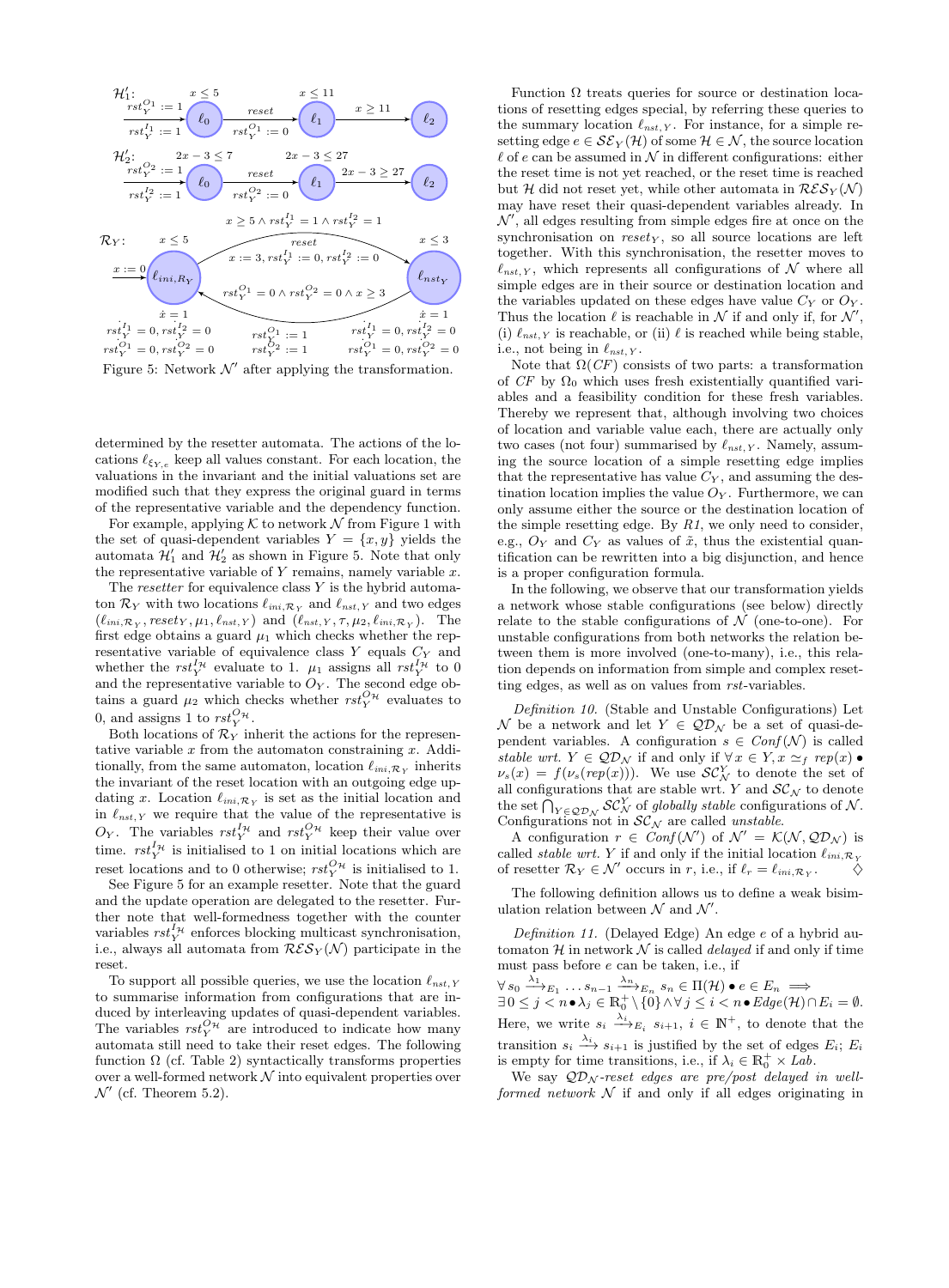Figure 5: Network $\mathcal{N}'$ after applying the transformation.

determined by the resetter automata. The actions of the locations $\ell_{\xi_{Y,e}}$ keep all values constant. For each location, the valuations in the invariant and the initial valuations set are modified such that they express the original guard in terms of the representative variable and the dependency function.

For example, applying $\mathcal{K}$ to network $\mathcal{N}$ from Figure 1 with the set of quasi-dependent variables $Y = \{x, y\}$ yields the automata $\mathcal{H}'_1$ and $\mathcal{H}'_2$ as shown in Figure 5. Note that only the representative variable of $Y$ remains, namely variable $x$.

The *resetter* for equivalence class $Y$ is the hybrid automaton $\mathcal{R}_Y$ with two locations $\ell_{ini,\mathcal{R}_Y}$ and $\ell_{nst,Y}$ and two edges $(\ell_{ini,\mathcal{R}_Y}, reset_Y, \mu_1, \ell_{nst,Y})$ and $(\ell_{nst,Y}, \tau, \mu_2, \ell_{ini,\mathcal{R}_Y})$. The first edge obtains a guard $\mu_1$ which checks whether the representative variable of equivalence class $Y$ equals $C_Y$ and whether the $rst_Y^{I_\mathcal{H}}$ evaluate to 1. $\mu_1$ assigns all $rst_Y^{I_\mathcal{H}}$ to 0 and the representative variable to $O_Y$. The second edge obtains a guard $\mu_2$ which checks whether $rst_Y^{O_\mathcal{H}}$ evaluates to 0, and assigns 1 to $rst_Y^{O_\mathcal{H}}$.

Both locations of $\mathcal{R}_Y$ inherit the actions for the representative variable $x$ from the automaton constraining $x$. Additionally, from the same automaton, location $\ell_{ini,\mathcal{R}_Y}$ inherits the invariant of the reset location with an outgoing edge updating $x$. Location $\ell_{ini,\mathcal{R}_Y}$ is set as the initial location and in $\ell_{nst,Y}$ we require that the value of the representative is $O_Y$. The variables $rst_Y^{I_\mathcal{H}}$ and $rst_Y^{O_\mathcal{H}}$ keep their value over time. $rst_Y^{I_\mathcal{H}}$ is initialised to 1 on initial locations which are reset locations and to 0 otherwise; $rst_Y^{O_\mathcal{H}}$ is initialised to 1.

See Figure 5 for an example resetter. Note that the guard and the update operation are delegated to the resetter. Further note that well-formedness together with the counter variables $rst_Y^{I_\mathcal{H}}$ enforces blocking multicast synchronisation, i.e., always all automata from $\mathcal{RES}_Y(\mathcal{N})$ participate in the reset.

To support all possible queries, we use the location $\ell_{nst,Y}$ to summarise information from configurations that are induced by interleaving updates of quasi-dependent variables. The variables $rst_Y^{O_\mathcal{H}}$ are introduced to indicate how many automata still need to take their reset edges. The following function $\Omega$ (cf. Table 2) syntactically transforms properties over a well-formed network $\mathcal{N}$ into equivalent properties over $\mathcal{N}'$ (cf. Theorem 5.2).

Function $\Omega$ treats queries for source or destination locations of resetting edges special, by referring these queries to the summary location $\ell_{nst,Y}$. For instance, for a simple resetting edge $e \in \mathcal{SE}_Y(\mathcal{H})$ of some $\mathcal{H} \in \mathcal{N}$, the source location $\ell$ of $e$ can be assumed in $\mathcal{N}$ in different configurations: either the reset time is not yet reached, or the reset time is reached but $\mathcal{H}$ did not reset yet, while other automata in $\mathcal{RES}_Y(\mathcal{N})$ may have reset their quasi-dependent variables already. In $\mathcal{N}'$, all edges resulting from simple edges fire at once on the synchronisation on $reset_Y$, so all source locations are left together. With this synchronisation, the resetter moves to $\ell_{nst,Y}$, which represents all configurations of $\mathcal{N}$ where all simple edges are in their source or destination location and the variables updated on these edges have value $C_Y$ or $O_Y$. Thus the location $\ell$ is reachable in $\mathcal{N}$ if and only if, for $\mathcal{N}'$, (i) $\ell_{nst,Y}$ is reachable, or (ii) $\ell$ is reached while being stable, i.e., not being in $\ell_{nst,Y}$.

Note that $\Omega(CF)$ consists of two parts: a transformation of $CF$ by $\Omega_0$ which uses fresh existentially quantified variables and a feasibility condition for these fresh variables. Thereby we represent that, although involving two choices of location and variable value each, there are actually only two cases (not four) summarised by $\ell_{nst,Y}$. Namely, assuming the source location of a simple resetting edge implies that the representative has value $C_Y$, and assuming the destination location implies the value $O_Y$. Furthermore, we can only assume either the source or the destination location of the simple resetting edge. By *R1*, we only need to consider, e.g., $O_Y$ and $C_Y$ as values of $\tilde{x}$, thus the existential quantification can be rewritten into a big disjunction, and hence is a proper configuration formula.

In the following, we observe that our transformation yields a network whose stable configurations (see below) directly relate to the stable configurations of $\mathcal{N}$ (one-to-one). For unstable configurations from both networks the relation between them is more involved (one-to-many), i.e., this relation depends on information from simple and complex resetting edges, as well as on values from *rst*-variables.

*Definition 10.* (Stable and Unstable Configurations) Let $\mathcal{N}$ be a network and let $Y \in \mathcal{QD}_\mathcal{N}$ be a set of quasi-dependent variables. A configuration $s \in \mathit{Conf}(\mathcal{N})$ is called *stable wrt.* $Y$ if and only if $\forall\, x \in Y, x \simeq_f rep(x) \bullet \nu_s(x) = f(\nu_s(rep(x)))$. We use $\mathcal{SC}_\mathcal{N}^Y$ to denote the set of all configurations that are stable wrt. $Y$ and $\mathcal{SC}_\mathcal{N}$ to denote the set $\bigcap_{Y \in \mathcal{QD}_\mathcal{N}} \mathcal{SC}_\mathcal{N}^Y$ of *globally stable* configurations of $\mathcal{N}$. Configurations not in $\mathcal{SC}_\mathcal{N}$ are called *unstable*.

A configuration $r \in \mathit{Conf}(\mathcal{N}')$ of $\mathcal{N}' = \mathcal{K}(\mathcal{N}, \mathcal{QD}_\mathcal{N})$ is called *stable wrt.* $Y$ if and only if the initial location $\ell_{ini,\mathcal{R}_Y}$ of resetter $\mathcal{R}_Y \in \mathcal{N}'$ occurs in $r$, i.e., if $\ell_r = \ell_{ini,\mathcal{R}_Y}$. ◇

The following definition allows us to define a weak bisimulation relation between $\mathcal{N}$ and $\mathcal{N}'$.

*Definition 11.* (Delayed Edge) An edge $e$ of a hybrid automaton $\mathcal{H}$ in network $\mathcal{N}$ is called *delayed* if and only if time must pass before $e$ can be taken, i.e., if

$\forall\, s_0 \xrightarrow{\lambda_1}_{E_1} \dots s_{n-1} \xrightarrow{\lambda_n}_{E_n} s_n \in \Pi(\mathcal{H}) \bullet e \in E_n \implies \exists\, 0 \le j < n \bullet \lambda_j \in \mathbb{R}_0^+ \setminus \{0\} \wedge \forall\, j \le i < n \bullet \mathit{Edge}(\mathcal{H}) \cap E_i = \emptyset.$

Here, we write $s_i \xrightarrow{\lambda_i}_{E_i} s_{i+1}$, $i \in \mathbb{N}^+$, to denote that the transition $s_i \xrightarrow{\lambda_i} s_{i+1}$ is justified by the set of edges $E_i$; $E_i$ is empty for time transitions, i.e., if $\lambda_i \in \mathbb{R}_0^+ \times \mathit{Lab}$.

We say *$\mathcal{QD}_\mathcal{N}$-reset edges are pre/post delayed in well-formed network $\mathcal{N}$* if and only if all edges originating in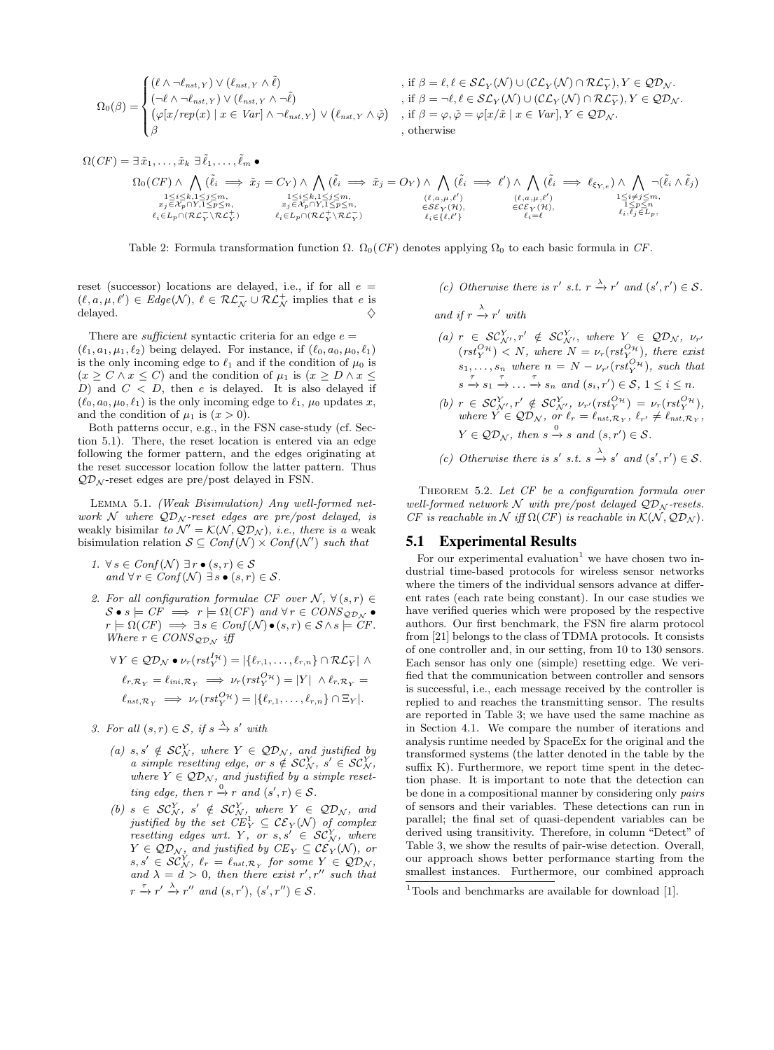$$\Omega_0(\beta) = \begin{cases} (\ell \wedge \neg \ell_{nst,Y}) \vee (\ell_{nst,Y} \wedge \tilde{\ell}) & \text{, if } \beta = \ell, \ell \in \mathcal{SL}_Y(\mathcal{N}) \cup (\mathcal{CL}_Y(\mathcal{N}) \cap \mathcal{RL}_Y^-), Y \in \mathcal{QD}_\mathcal{N}. \\ (\neg \ell \wedge \neg \ell_{nst,Y}) \vee (\ell_{nst,Y} \wedge \neg \tilde{\ell}) & \text{, if } \beta = \neg \ell, \ell \in \mathcal{SL}_Y(\mathcal{N}) \cup (\mathcal{CL}_Y(\mathcal{N}) \cap \mathcal{RL}_Y^-), Y \in \mathcal{QD}_\mathcal{N}. \\ \left(\varphi[x/rep(x) \mid x \in Var] \wedge \neg \ell_{nst,Y}\right) \vee \left(\ell_{nst,Y} \wedge \tilde{\varphi}\right) & \text{, if } \beta = \varphi, \tilde{\varphi} = \varphi[x/\tilde{x} \mid x \in Var], Y \in \mathcal{QD}_\mathcal{N}. \\ \beta & \text{, otherwise} \end{cases}$$

$$\Omega(CF) = \exists \tilde{x}_1, \ldots, \tilde{x}_k \; \exists \tilde{\ell}_1, \ldots, \tilde{\ell}_m \bullet$$

$$\Omega_0(CF) \wedge \bigwedge_{\substack{1 \le i \le k, 1 \le j \le m, \\ x_j \in \mathcal{X}_p \cap Y, 1 \le p \le n, \\ \ell_i \in L_p \cap (\mathcal{RL}_Y^- \setminus \mathcal{RL}_Y^+)}} (\tilde{\ell}_i \implies \tilde{x}_j = C_Y) \wedge \bigwedge_{\substack{1 \le i \le k, 1 \le j \le m, \\ x_j \in \mathcal{X}_p \cap Y, 1 \le p \le n, \\ \ell_i \in L_p \cap (\mathcal{RL}_Y^+ \setminus \mathcal{RL}_Y^-)}} (\tilde{\ell}_i \implies \tilde{x}_j = O_Y) \wedge \bigwedge_{\substack{(\ell, a, \mu, \ell') \\ \in \mathcal{SE}_Y(\mathcal{H}), \\ \ell_i \in \{\ell, \ell'\}}} (\tilde{\ell}_i \implies \ell') \wedge \bigwedge_{\substack{(\ell, a, \mu, \ell') \\ \in \mathcal{CE}_Y(\mathcal{H}), \\ \ell_i = \ell}} (\tilde{\ell}_i \implies \ell_{\xi_{Y,e}}) \wedge \bigwedge_{\substack{1 \le i \ne j \le m, \\ 1 \le p \le n \\ \ell_i, \ell_j \in L_p,}} \neg(\tilde{\ell}_i \wedge \tilde{\ell}_j)$$

Table 2: Formula transformation function $\Omega$. $\Omega_0(CF)$ denotes applying $\Omega_0$ to each basic formula in $CF$.

reset (successor) locations are delayed, i.e., if for all $e = (\ell, a, \mu, \ell') \in Edge(\mathcal{N})$, $\ell \in \mathcal{RL}_\mathcal{N}^- \cup \mathcal{RL}_\mathcal{N}^+$ implies that $e$ is delayed. $\diamondsuit$

There are *sufficient* syntactic criteria for an edge $e = (\ell_1, a_1, \mu_1, \ell_2)$ being delayed. For instance, if $(\ell_0, a_0, \mu_0, \ell_1)$ is the only incoming edge to $\ell_1$ and if the condition of $\mu_0$ is $(x \ge C \wedge x \le C)$ and the condition of $\mu_1$ is $(x \ge D \wedge x \le D)$ and $C < D$, then $e$ is delayed. It is also delayed if $(\ell_0, a_0, \mu_0, \ell_1)$ is the only incoming edge to $\ell_1$, $\mu_0$ updates $x$, and the condition of $\mu_1$ is $(x > 0)$.

Both patterns occur, e.g., in the FSN case-study (cf. Section 5.1). There, the reset location is entered via an edge following the former pattern, and the edges originating at the reset successor location follow the latter pattern. Thus $\mathcal{QD}_\mathcal{N}$-reset edges are pre/post delayed in FSN.

Lemma 5.1. *(Weak Bisimulation) Any well-formed network $\mathcal{N}$ where $\mathcal{QD}_\mathcal{N}$-reset edges are pre/post delayed, is* weakly bisimilar *to $\mathcal{N}' = \mathcal{K}(\mathcal{N}, \mathcal{QD}_\mathcal{N})$, i.e., there is a* weak bisimulation relation *$\mathcal{S} \subseteq Conf(\mathcal{N}) \times Conf(\mathcal{N}')$ such that*

1. *$\forall s \in Conf(\mathcal{N}) \; \exists r \bullet (s, r) \in \mathcal{S}$ and $\forall r \in Conf(\mathcal{N}) \; \exists s \bullet (s, r) \in \mathcal{S}$.*
2. *For all configuration formulae $CF$ over $\mathcal{N}$, $\forall (s, r) \in \mathcal{S} \bullet s \models CF \implies r \models \Omega(CF)$ and $\forall r \in CONS_{\mathcal{QD}_\mathcal{N}} \bullet r \models \Omega(CF) \implies \exists s \in Conf(\mathcal{N}) \bullet (s, r) \in \mathcal{S} \wedge s \models CF$. Where $r \in CONS_{\mathcal{QD}_\mathcal{N}}$ iff*

$$\forall Y \in \mathcal{QD}_\mathcal{N} \bullet \nu_r(rst_Y^{I_\mathcal{H}}) = |\{\ell_{r,1}, \ldots, \ell_{r,n}\} \cap \mathcal{RL}_Y^-| \wedge$$
$$\ell_{r,\mathcal{R}_Y} = \ell_{ini,\mathcal{R}_Y} \implies \nu_r(rst_Y^{O_\mathcal{H}}) = |Y| \; \wedge \ell_{r,\mathcal{R}_Y} =$$
$$\ell_{nst,\mathcal{R}_Y} \implies \nu_r(rst_Y^{O_\mathcal{H}}) = |\{\ell_{r,1}, \ldots, \ell_{r,n}\} \cap \Xi_Y|.$$

3. *For all $(s, r) \in \mathcal{S}$, if $s \xrightarrow{\lambda} s'$ with*
   - *(a) $s, s' \notin \mathcal{SC}_\mathcal{N}^Y$, where $Y \in \mathcal{QD}_\mathcal{N}$, and justified by a simple resetting edge, or $s \notin \mathcal{SC}_\mathcal{N}^Y$, $s' \in \mathcal{SC}_\mathcal{N}^Y$, where $Y \in \mathcal{QD}_\mathcal{N}$, and justified by a simple resetting edge, then $r \xrightarrow{0} r$ and $(s', r) \in \mathcal{S}$.*
   - *(b) $s \in \mathcal{SC}_\mathcal{N}^Y$, $s' \notin \mathcal{SC}_\mathcal{N}^Y$, where $Y \in \mathcal{QD}_\mathcal{N}$, and justified by the set $CE_Y^1 \subseteq \mathcal{CE}_Y(\mathcal{N})$ of complex resetting edges wrt. $Y$, or $s, s' \in \mathcal{SC}_\mathcal{N}^Y$, where $Y \in \mathcal{QD}_\mathcal{N}$, and justified by $CE_Y \subseteq \mathcal{CE}_Y(\mathcal{N})$, or $s, s' \in \mathcal{SC}_\mathcal{N}^Y$, $\ell_r = \ell_{nst,\mathcal{R}_Y}$ for some $Y \in \mathcal{QD}_\mathcal{N}$, and $\lambda = d > 0$, then there exist $r', r''$ such that $r \xrightarrow{\tau} r' \xrightarrow{\lambda} r''$ and $(s, r'), (s', r'') \in \mathcal{S}$.*
   - *(c) Otherwise there is $r'$ s.t. $r \xrightarrow{\lambda} r'$ and $(s', r') \in \mathcal{S}$.*

   *and if $r \xrightarrow{\lambda} r'$ with*
   - *(a) $r \in \mathcal{SC}_{\mathcal{N}'}^Y$, $r' \notin \mathcal{SC}_{\mathcal{N}'}^Y$, where $Y \in \mathcal{QD}_\mathcal{N}$, $\nu_{r'}(rst_Y^{O_\mathcal{H}}) < N$, where $N = \nu_r(rst_Y^{O_\mathcal{H}})$, there exist $s_1, \ldots, s_n$ where $n = N - \nu_{r'}(rst_Y^{O_\mathcal{H}})$, such that $s \xrightarrow{\tau} s_1 \xrightarrow{\tau} \ldots \xrightarrow{\tau} s_n$ and $(s_i, r') \in \mathcal{S}$, $1 \le i \le n$.*
   - *(b) $r \in \mathcal{SC}_{\mathcal{N}'}^Y$, $r' \notin \mathcal{SC}_{\mathcal{N}'}^Y$, $\nu_{r'}(rst_Y^{O_\mathcal{H}}) = \nu_r(rst_Y^{O_\mathcal{H}})$, where $Y \in \mathcal{QD}_\mathcal{N}$, or $\ell_r = \ell_{nst,\mathcal{R}_Y}$, $\ell_{r'} \ne \ell_{nst,\mathcal{R}_Y}$, $Y \in \mathcal{QD}_\mathcal{N}$, then $s \xrightarrow{0} s$ and $(s, r') \in \mathcal{S}$.*
   - *(c) Otherwise there is $s'$ s.t. $s \xrightarrow{\lambda} s'$ and $(s', r') \in \mathcal{S}$.*

Theorem 5.2. *Let $CF$ be a configuration formula over well-formed network $\mathcal{N}$ with pre/post delayed $\mathcal{QD}_\mathcal{N}$-resets. $CF$ is reachable in $\mathcal{N}$ iff $\Omega(CF)$ is reachable in $\mathcal{K}(\mathcal{N}, \mathcal{QD}_\mathcal{N})$.*

## 5.1 Experimental Results

For our experimental evaluation[1] we have chosen two industrial time-based protocols for wireless sensor networks where the timers of the individual sensors advance at different rates (each rate being constant). In our case studies we have verified queries which were proposed by the respective authors. Our first benchmark, the FSN fire alarm protocol from [21] belongs to the class of TDMA protocols. It consists of one controller and, in our setting, from 10 to 130 sensors. Each sensor has only one (simple) resetting edge. We verified that the communication between controller and sensors is successful, i.e., each message received by the controller is replied to and reaches the transmitting sensor. The results are reported in Table 3; we have used the same machine as in Section 4.1. We compare the number of iterations and analysis runtime needed by SpaceEx for the original and the transformed systems (the latter denoted in the table by the suffix K). Furthermore, we report time spent in the detection phase. It is important to note that the detection can be done in a compositional manner by considering only *pairs* of sensors and their variables. These detections can run in parallel; the final set of quasi-dependent variables can be derived using transitivity. Therefore, in column "Detect" of Table 3, we show the results of pair-wise detection. Overall, our approach shows better performance starting from the smallest instances. Furthermore, our combined approach

[1] Tools and benchmarks are available for download [1].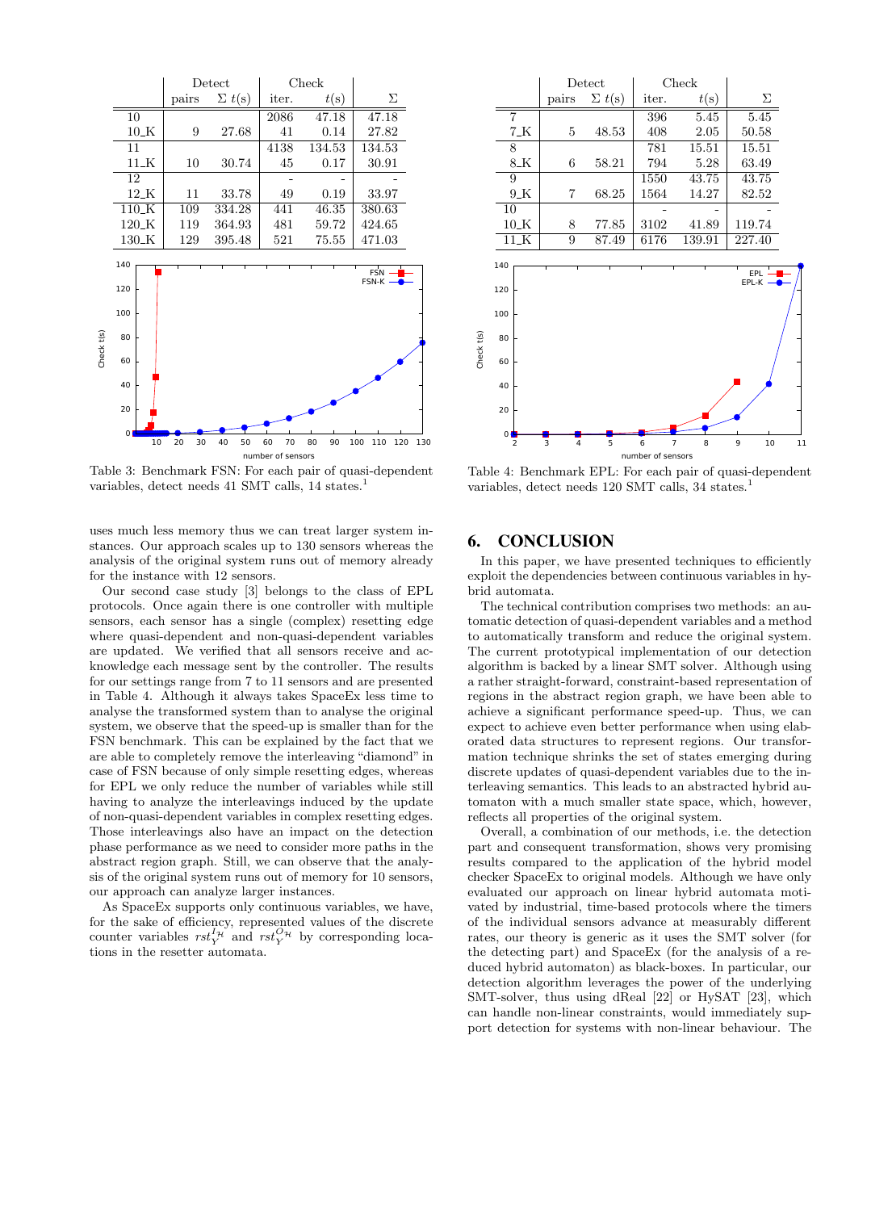| | Detect | | Check | | |
|---|---|---|---|---|---|
| | pairs | $\Sigma\ t$(s) | iter. | $t$(s) | $\Sigma$ |
| 10 | | | 2086 | 47.18 | 47.18 |
| 10_K | 9 | 27.68 | 41 | 0.14 | 27.82 |
| 11 | | | 4138 | 134.53 | 134.53 |
| 11_K | 10 | 30.74 | 45 | 0.17 | 30.91 |
| 12 | | | - | - | - |
| 12_K | 11 | 33.78 | 49 | 0.19 | 33.97 |
| 110_K | 109 | 334.28 | 441 | 46.35 | 380.63 |
| 120_K | 119 | 364.93 | 481 | 59.72 | 424.65 |
| 130_K | 129 | 395.48 | 521 | 75.55 | 471.03 |

Table 3: Benchmark FSN: For each pair of quasi-dependent variables, detect needs 41 SMT calls, 14 states.[1]

| | Detect | | Check | | |
|---|---|---|---|---|---|
| | pairs | $\Sigma\ t$(s) | iter. | $t$(s) | $\Sigma$ |
| 7 | | | 396 | 5.45 | 5.45 |
| 7_K | 5 | 48.53 | 408 | 2.05 | 50.58 |
| 8 | | | 781 | 15.51 | 15.51 |
| 8_K | 6 | 58.21 | 794 | 5.28 | 63.49 |
| 9 | | | 1550 | 43.75 | 43.75 |
| 9_K | 7 | 68.25 | 1564 | 14.27 | 82.52 |
| 10 | | | - | - | - |
| 10_K | 8 | 77.85 | 3102 | 41.89 | 119.74 |
| 11_K | 9 | 87.49 | 6176 | 139.91 | 227.40 |

Table 4: Benchmark EPL: For each pair of quasi-dependent variables, detect needs 120 SMT calls, 34 states.[1]

uses much less memory thus we can treat larger system instances. Our approach scales up to 130 sensors whereas the analysis of the original system runs out of memory already for the instance with 12 sensors.

Our second case study [3] belongs to the class of EPL protocols. Once again there is one controller with multiple sensors, each sensor has a single (complex) resetting edge where quasi-dependent and non-quasi-dependent variables are updated. We verified that all sensors receive and acknowledge each message sent by the controller. The results for our settings range from 7 to 11 sensors and are presented in Table 4. Although it always takes SpaceEx less time to analyse the transformed system than to analyse the original system, we observe that the speed-up is smaller than for the FSN benchmark. This can be explained by the fact that we are able to completely remove the interleaving "diamond" in case of FSN because of only simple resetting edges, whereas for EPL we only reduce the number of variables while still having to analyze the interleavings induced by the update of non-quasi-dependent variables in complex resetting edges. Those interleavings also have an impact on the detection phase performance as we need to consider more paths in the abstract region graph. Still, we can observe that the analysis of the original system runs out of memory for 10 sensors, our approach can analyze larger instances.

As SpaceEx supports only continuous variables, we have, for the sake of efficiency, represented values of the discrete counter variables $rst_Y^{I_\mathcal{H}}$ and $rst_Y^{O_\mathcal{H}}$ by corresponding locations in the resetter automata.

## 6. CONCLUSION

In this paper, we have presented techniques to efficiently exploit the dependencies between continuous variables in hybrid automata.

The technical contribution comprises two methods: an automatic detection of quasi-dependent variables and a method to automatically transform and reduce the original system. The current prototypical implementation of our detection algorithm is backed by a linear SMT solver. Although using a rather straight-forward, constraint-based representation of regions in the abstract region graph, we have been able to achieve a significant performance speed-up. Thus, we can expect to achieve even better performance when using elaborated data structures to represent regions. Our transformation technique shrinks the set of states emerging during discrete updates of quasi-dependent variables due to the interleaving semantics. This leads to an abstracted hybrid automaton with a much smaller state space, which, however, reflects all properties of the original system.

Overall, a combination of our methods, i.e. the detection part and consequent transformation, shows very promising results compared to the application of the hybrid model checker SpaceEx to original models. Although we have only evaluated our approach on linear hybrid automata motivated by industrial, time-based protocols where the timers of the individual sensors advance at measurably different rates, our theory is generic as it uses the SMT solver (for the detecting part) and SpaceEx (for the analysis of a reduced hybrid automaton) as black-boxes. In particular, our detection algorithm leverages the power of the underlying SMT-solver, thus using dReal [22] or HySAT [23], which can handle non-linear constraints, would immediately support detection for systems with non-linear behaviour. The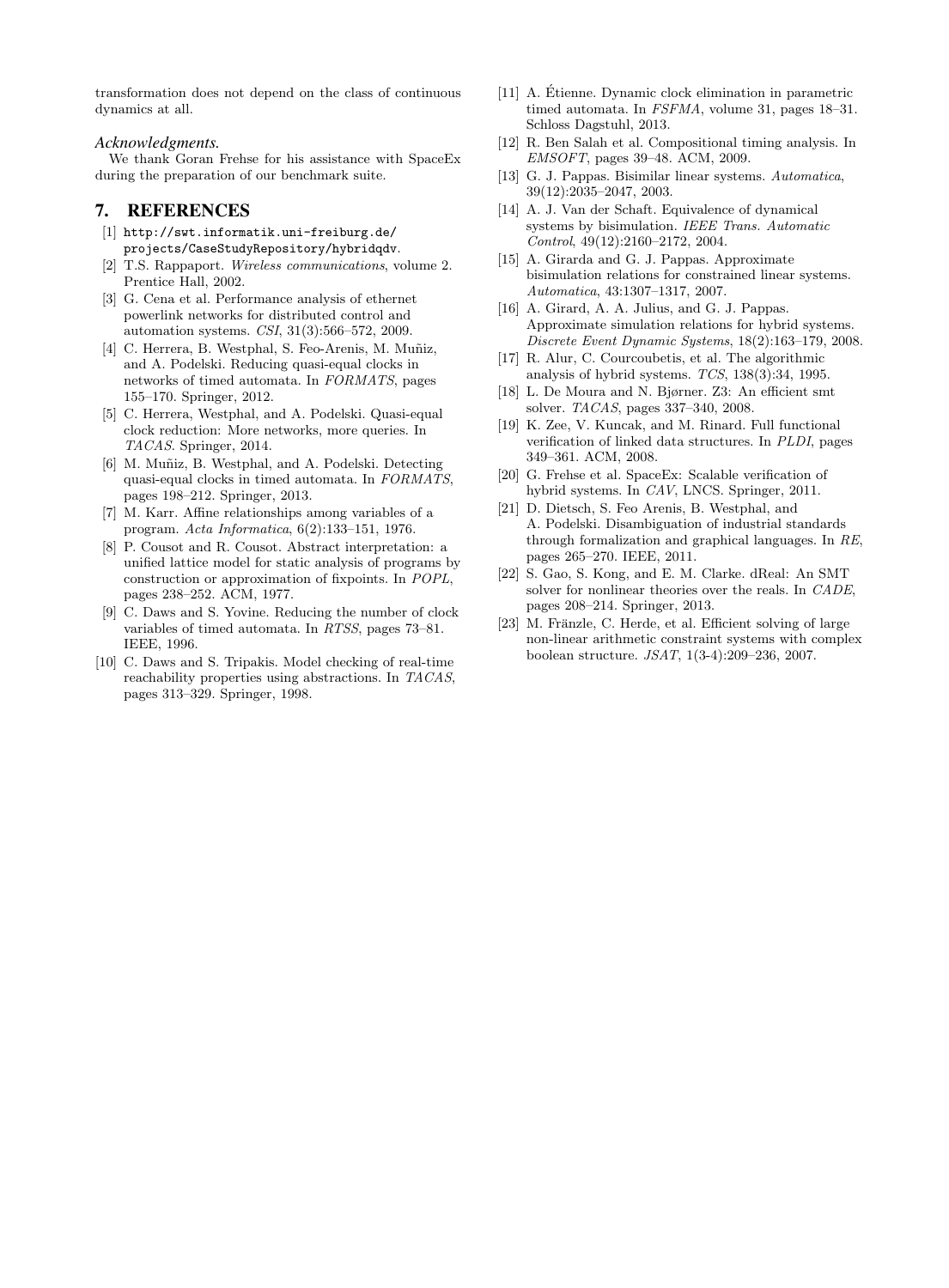transformation does not depend on the class of continuous dynamics at all.

### *Acknowledgments.*

We thank Goran Frehse for his assistance with SpaceEx during the preparation of our benchmark suite.

## 7. REFERENCES

[1] http://swt.informatik.uni-freiburg.de/projects/CaseStudyRepository/hybridqdv.

[2] T.S. Rappaport. *Wireless communications*, volume 2. Prentice Hall, 2002.

[3] G. Cena et al. Performance analysis of ethernet powerlink networks for distributed control and automation systems. *CSI*, 31(3):566–572, 2009.

[4] C. Herrera, B. Westphal, S. Feo-Arenis, M. Muñiz, and A. Podelski. Reducing quasi-equal clocks in networks of timed automata. In *FORMATS*, pages 155–170. Springer, 2012.

[5] C. Herrera, Westphal, and A. Podelski. Quasi-equal clock reduction: More networks, more queries. In *TACAS*. Springer, 2014.

[6] M. Muñiz, B. Westphal, and A. Podelski. Detecting quasi-equal clocks in timed automata. In *FORMATS*, pages 198–212. Springer, 2013.

[7] M. Karr. Affine relationships among variables of a program. *Acta Informatica*, 6(2):133–151, 1976.

[8] P. Cousot and R. Cousot. Abstract interpretation: a unified lattice model for static analysis of programs by construction or approximation of fixpoints. In *POPL*, pages 238–252. ACM, 1977.

[9] C. Daws and S. Yovine. Reducing the number of clock variables of timed automata. In *RTSS*, pages 73–81. IEEE, 1996.

[10] C. Daws and S. Tripakis. Model checking of real-time reachability properties using abstractions. In *TACAS*, pages 313–329. Springer, 1998.

[11] A. Étienne. Dynamic clock elimination in parametric timed automata. In *FSFMA*, volume 31, pages 18–31. Schloss Dagstuhl, 2013.

[12] R. Ben Salah et al. Compositional timing analysis. In *EMSOFT*, pages 39–48. ACM, 2009.

[13] G. J. Pappas. Bisimilar linear systems. *Automatica*, 39(12):2035–2047, 2003.

[14] A. J. Van der Schaft. Equivalence of dynamical systems by bisimulation. *IEEE Trans. Automatic Control*, 49(12):2160–2172, 2004.

[15] A. Girarda and G. J. Pappas. Approximate bisimulation relations for constrained linear systems. *Automatica*, 43:1307–1317, 2007.

[16] A. Girard, A. A. Julius, and G. J. Pappas. Approximate simulation relations for hybrid systems. *Discrete Event Dynamic Systems*, 18(2):163–179, 2008.

[17] R. Alur, C. Courcoubetis, et al. The algorithmic analysis of hybrid systems. *TCS*, 138(3):34, 1995.

[18] L. De Moura and N. Bjørner. Z3: An efficient smt solver. *TACAS*, pages 337–340, 2008.

[19] K. Zee, V. Kuncak, and M. Rinard. Full functional verification of linked data structures. In *PLDI*, pages 349–361. ACM, 2008.

[20] G. Frehse et al. SpaceEx: Scalable verification of hybrid systems. In *CAV*, LNCS. Springer, 2011.

[21] D. Dietsch, S. Feo Arenis, B. Westphal, and A. Podelski. Disambiguation of industrial standards through formalization and graphical languages. In *RE*, pages 265–270. IEEE, 2011.

[22] S. Gao, S. Kong, and E. M. Clarke. dReal: An SMT solver for nonlinear theories over the reals. In *CADE*, pages 208–214. Springer, 2013.

[23] M. Fränzle, C. Herde, et al. Efficient solving of large non-linear arithmetic constraint systems with complex boolean structure. *JSAT*, 1(3-4):209–236, 2007.